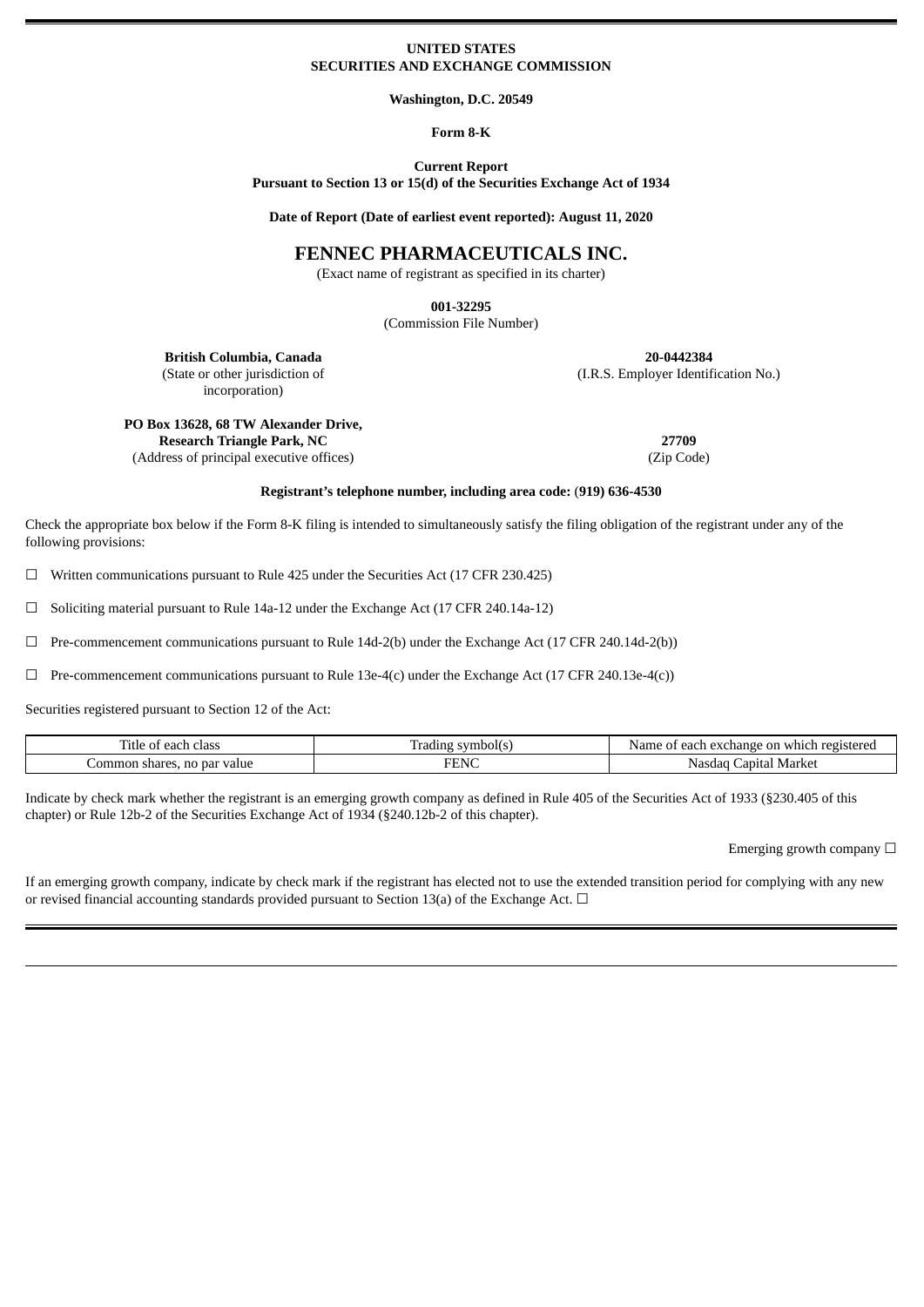**UNITED STATES**
**SECURITIES AND EXCHANGE COMMISSION**

**Washington, D.C. 20549**

**Form 8-K**

**Current Report**
**Pursuant to Section 13 or 15(d) of the Securities Exchange Act of 1934**

**Date of Report (Date of earliest event reported): August 11, 2020**

# FENNEC PHARMACEUTICALS INC.

(Exact name of registrant as specified in its charter)

**001-32295**
(Commission File Number)

| | |
|---|---|
| **British Columbia, Canada** (State or other jurisdiction of incorporation) | **20-0442384** (I.R.S. Employer Identification No.) |
| **PO Box 13628, 68 TW Alexander Drive, Research Triangle Park, NC** (Address of principal executive offices) | **27709** (Zip Code) |

**Registrant's telephone number, including area code:** (**919) 636-4530**

Check the appropriate box below if the Form 8-K filing is intended to simultaneously satisfy the filing obligation of the registrant under any of the following provisions:

☐ Written communications pursuant to Rule 425 under the Securities Act (17 CFR 230.425)

☐ Soliciting material pursuant to Rule 14a-12 under the Exchange Act (17 CFR 240.14a-12)

☐ Pre-commencement communications pursuant to Rule 14d-2(b) under the Exchange Act (17 CFR 240.14d-2(b))

☐ Pre-commencement communications pursuant to Rule 13e-4(c) under the Exchange Act (17 CFR 240.13e-4(c))

Securities registered pursuant to Section 12 of the Act:

| Title of each class | Trading symbol(s) | Name of each exchange on which registered |
|---|---|---|
| Common shares, no par value | FENC | Nasdaq Capital Market |

Indicate by check mark whether the registrant is an emerging growth company as defined in Rule 405 of the Securities Act of 1933 (§230.405 of this chapter) or Rule 12b-2 of the Securities Exchange Act of 1934 (§240.12b-2 of this chapter).

Emerging growth company ☐

If an emerging growth company, indicate by check mark if the registrant has elected not to use the extended transition period for complying with any new or revised financial accounting standards provided pursuant to Section 13(a) of the Exchange Act. ☐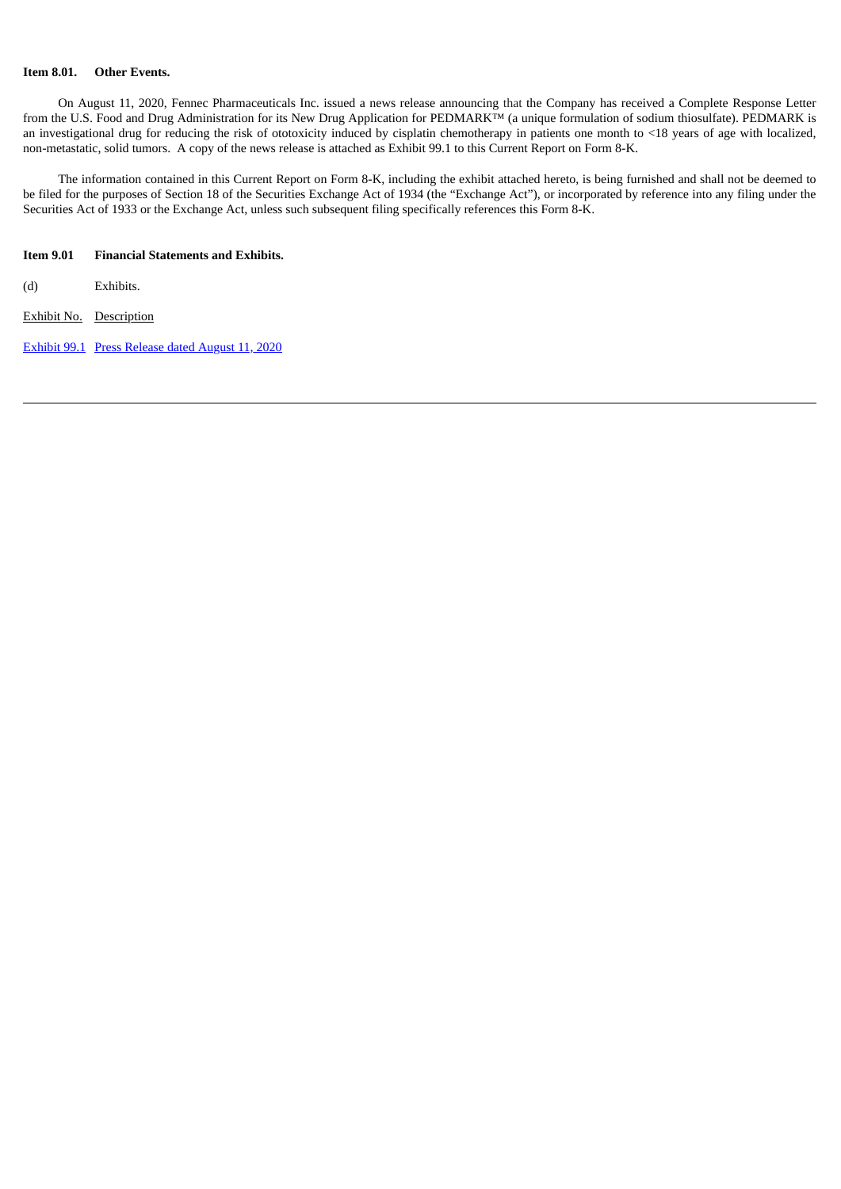**Item 8.01. Other Events.**

On August 11, 2020, Fennec Pharmaceuticals Inc. issued a news release announcing that the Company has received a Complete Response Letter from the U.S. Food and Drug Administration for its New Drug Application for PEDMARK™ (a unique formulation of sodium thiosulfate). PEDMARK is an investigational drug for reducing the risk of ototoxicity induced by cisplatin chemotherapy in patients one month to <18 years of age with localized, non-metastatic, solid tumors. A copy of the news release is attached as Exhibit 99.1 to this Current Report on Form 8-K.

The information contained in this Current Report on Form 8-K, including the exhibit attached hereto, is being furnished and shall not be deemed to be filed for the purposes of Section 18 of the Securities Exchange Act of 1934 (the "Exchange Act"), or incorporated by reference into any filing under the Securities Act of 1933 or the Exchange Act, unless such subsequent filing specifically references this Form 8-K.

**Item 9.01 Financial Statements and Exhibits.**

(d) Exhibits.

| Exhibit No. | Description |
| --- | --- |
| Exhibit 99.1 | Press Release dated August 11, 2020 |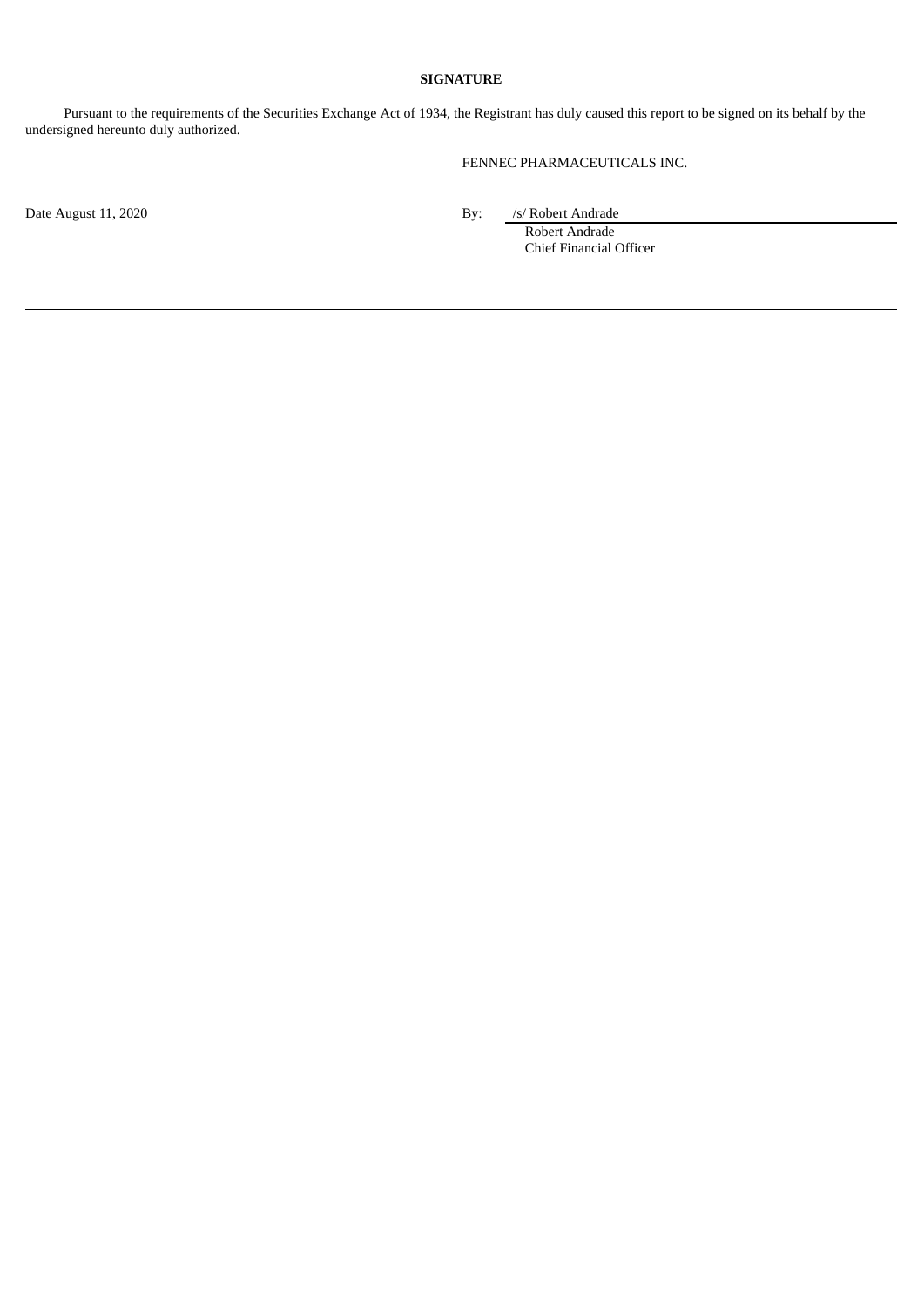**SIGNATURE**

Pursuant to the requirements of the Securities Exchange Act of 1934, the Registrant has duly caused this report to be signed on its behalf by the undersigned hereunto duly authorized.

FENNEC PHARMACEUTICALS INC.

Date August 11, 2020

By: /s/ Robert Andrade

Robert Andrade

Chief Financial Officer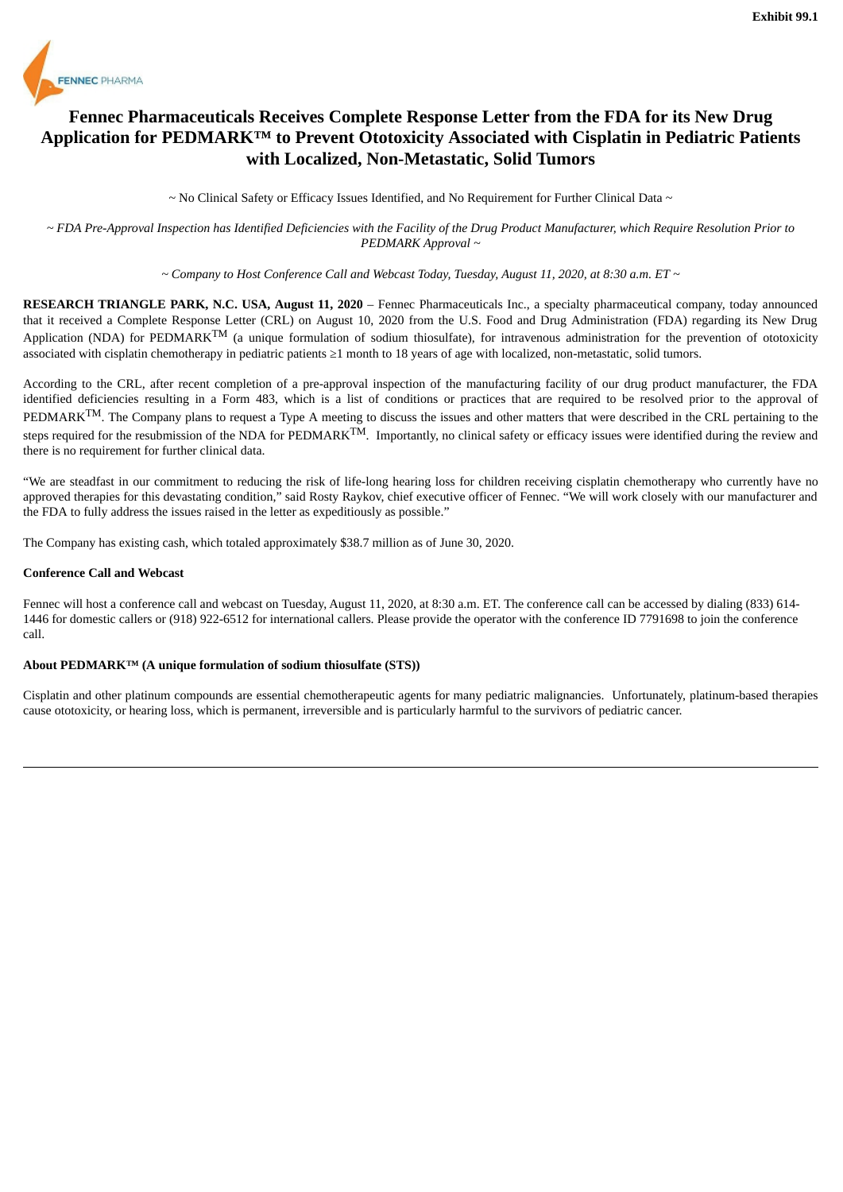Exhibit 99.1

FENNEC PHARMA

# Fennec Pharmaceuticals Receives Complete Response Letter from the FDA for its New Drug Application for PEDMARK™ to Prevent Ototoxicity Associated with Cisplatin in Pediatric Patients with Localized, Non-Metastatic, Solid Tumors

~ No Clinical Safety or Efficacy Issues Identified, and No Requirement for Further Clinical Data ~

*~ FDA Pre-Approval Inspection has Identified Deficiencies with the Facility of the Drug Product Manufacturer, which Require Resolution Prior to PEDMARK Approval ~*

*~ Company to Host Conference Call and Webcast Today, Tuesday, August 11, 2020, at 8:30 a.m. ET ~*

**RESEARCH TRIANGLE PARK, N.C. USA, August 11, 2020** – Fennec Pharmaceuticals Inc., a specialty pharmaceutical company, today announced that it received a Complete Response Letter (CRL) on August 10, 2020 from the U.S. Food and Drug Administration (FDA) regarding its New Drug Application (NDA) for PEDMARK™ (a unique formulation of sodium thiosulfate), for intravenous administration for the prevention of ototoxicity associated with cisplatin chemotherapy in pediatric patients ≥1 month to 18 years of age with localized, non-metastatic, solid tumors.

According to the CRL, after recent completion of a pre-approval inspection of the manufacturing facility of our drug product manufacturer, the FDA identified deficiencies resulting in a Form 483, which is a list of conditions or practices that are required to be resolved prior to the approval of PEDMARK™. The Company plans to request a Type A meeting to discuss the issues and other matters that were described in the CRL pertaining to the steps required for the resubmission of the NDA for PEDMARK™. Importantly, no clinical safety or efficacy issues were identified during the review and there is no requirement for further clinical data.

"We are steadfast in our commitment to reducing the risk of life-long hearing loss for children receiving cisplatin chemotherapy who currently have no approved therapies for this devastating condition," said Rosty Raykov, chief executive officer of Fennec. "We will work closely with our manufacturer and the FDA to fully address the issues raised in the letter as expeditiously as possible."

The Company has existing cash, which totaled approximately $38.7 million as of June 30, 2020.

**Conference Call and Webcast**

Fennec will host a conference call and webcast on Tuesday, August 11, 2020, at 8:30 a.m. ET. The conference call can be accessed by dialing (833) 614-1446 for domestic callers or (918) 922-6512 for international callers. Please provide the operator with the conference ID 7791698 to join the conference call.

**About PEDMARK™ (A unique formulation of sodium thiosulfate (STS))**

Cisplatin and other platinum compounds are essential chemotherapeutic agents for many pediatric malignancies. Unfortunately, platinum-based therapies cause ototoxicity, or hearing loss, which is permanent, irreversible and is particularly harmful to the survivors of pediatric cancer.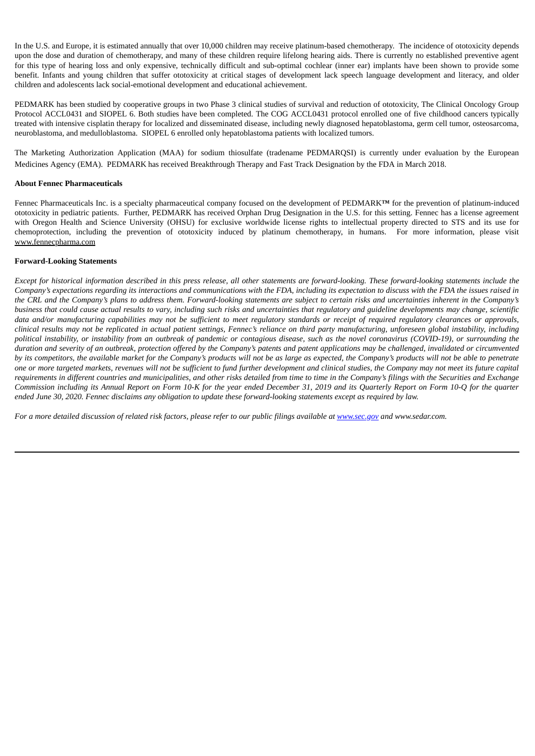In the U.S. and Europe, it is estimated annually that over 10,000 children may receive platinum-based chemotherapy. The incidence of ototoxicity depends upon the dose and duration of chemotherapy, and many of these children require lifelong hearing aids. There is currently no established preventive agent for this type of hearing loss and only expensive, technically difficult and sub-optimal cochlear (inner ear) implants have been shown to provide some benefit. Infants and young children that suffer ototoxicity at critical stages of development lack speech language development and literacy, and older children and adolescents lack social-emotional development and educational achievement.

PEDMARK has been studied by cooperative groups in two Phase 3 clinical studies of survival and reduction of ototoxicity, The Clinical Oncology Group Protocol ACCL0431 and SIOPEL 6. Both studies have been completed. The COG ACCL0431 protocol enrolled one of five childhood cancers typically treated with intensive cisplatin therapy for localized and disseminated disease, including newly diagnosed hepatoblastoma, germ cell tumor, osteosarcoma, neuroblastoma, and medulloblastoma. SIOPEL 6 enrolled only hepatoblastoma patients with localized tumors.

The Marketing Authorization Application (MAA) for sodium thiosulfate (tradename PEDMARQSI) is currently under evaluation by the European Medicines Agency (EMA). PEDMARK has received Breakthrough Therapy and Fast Track Designation by the FDA in March 2018.

**About Fennec Pharmaceuticals**

Fennec Pharmaceuticals Inc. is a specialty pharmaceutical company focused on the development of PEDMARK™ for the prevention of platinum-induced ototoxicity in pediatric patients. Further, PEDMARK has received Orphan Drug Designation in the U.S. for this setting. Fennec has a license agreement with Oregon Health and Science University (OHSU) for exclusive worldwide license rights to intellectual property directed to STS and its use for chemoprotection, including the prevention of ototoxicity induced by platinum chemotherapy, in humans. For more information, please visit www.fennecpharma.com

**Forward-Looking Statements**

*Except for historical information described in this press release, all other statements are forward-looking. These forward-looking statements include the Company's expectations regarding its interactions and communications with the FDA, including its expectation to discuss with the FDA the issues raised in the CRL and the Company's plans to address them. Forward-looking statements are subject to certain risks and uncertainties inherent in the Company's business that could cause actual results to vary, including such risks and uncertainties that regulatory and guideline developments may change, scientific data and/or manufacturing capabilities may not be sufficient to meet regulatory standards or receipt of required regulatory clearances or approvals, clinical results may not be replicated in actual patient settings, Fennec's reliance on third party manufacturing, unforeseen global instability, including political instability, or instability from an outbreak of pandemic or contagious disease, such as the novel coronavirus (COVID-19), or surrounding the duration and severity of an outbreak, protection offered by the Company's patents and patent applications may be challenged, invalidated or circumvented by its competitors, the available market for the Company's products will not be as large as expected, the Company's products will not be able to penetrate one or more targeted markets, revenues will not be sufficient to fund further development and clinical studies, the Company may not meet its future capital requirements in different countries and municipalities, and other risks detailed from time to time in the Company's filings with the Securities and Exchange Commission including its Annual Report on Form 10-K for the year ended December 31, 2019 and its Quarterly Report on Form 10-Q for the quarter ended June 30, 2020. Fennec disclaims any obligation to update these forward-looking statements except as required by law.*

*For a more detailed discussion of related risk factors, please refer to our public filings available at www.sec.gov and www.sedar.com.*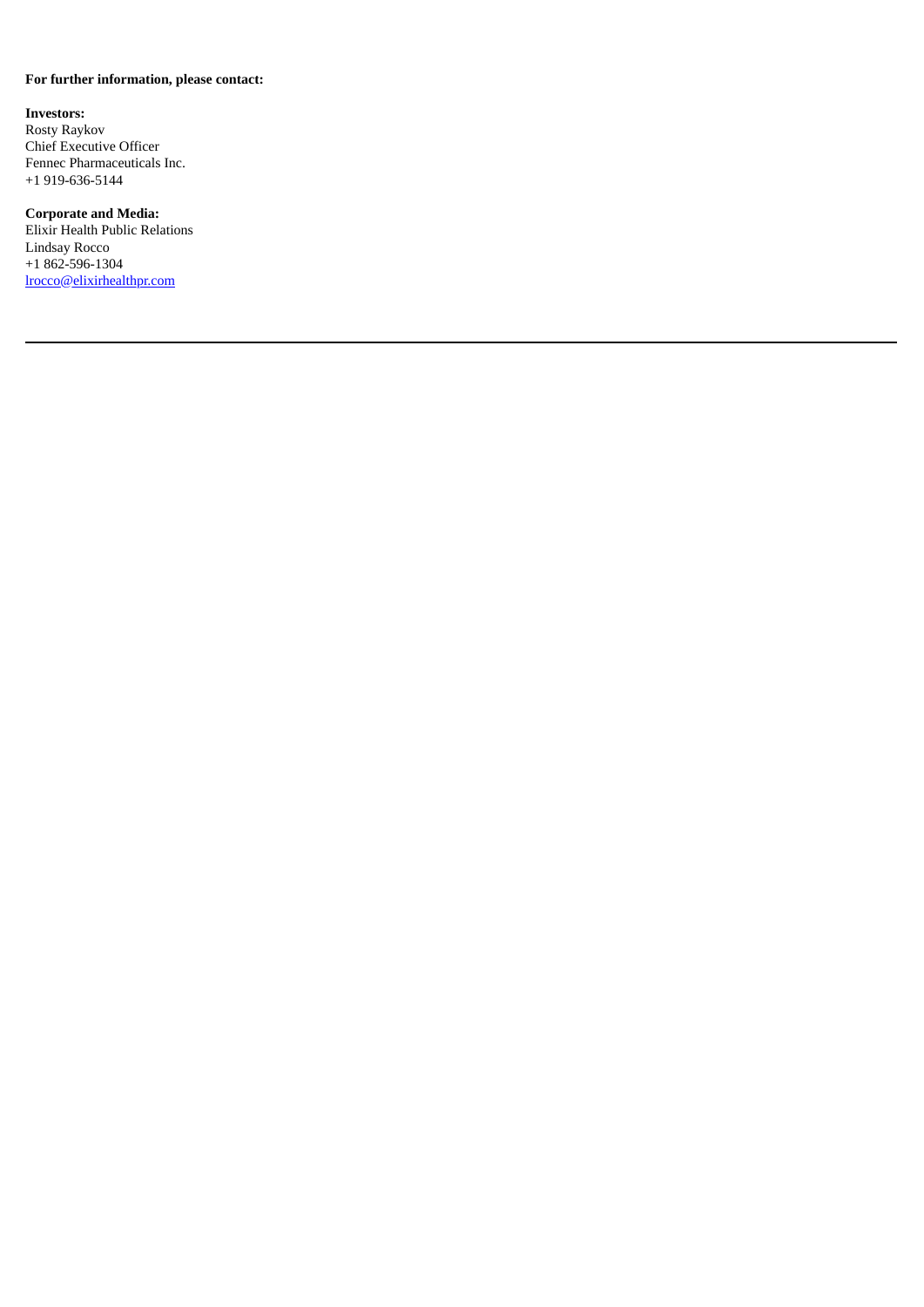**For further information, please contact:**

**Investors:**
Rosty Raykov
Chief Executive Officer
Fennec Pharmaceuticals Inc.
+1 919-636-5144

**Corporate and Media:**
Elixir Health Public Relations
Lindsay Rocco
+1 862-596-1304
lrocco@elixirhealthpr.com

---